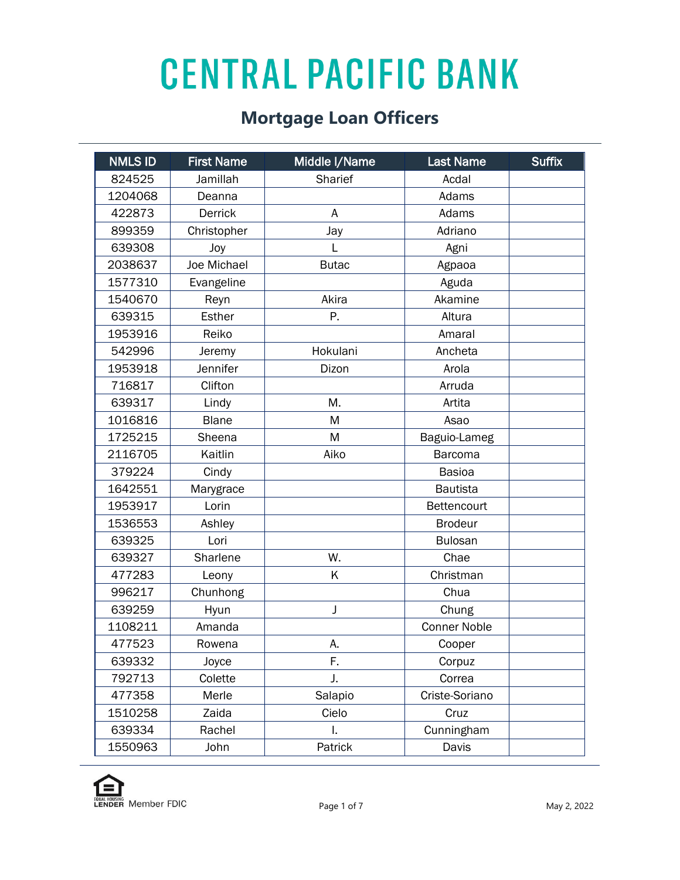# CENTRAL PACIFIC BANK

## Mortgage Loan Officers

| NMLS ID | First Name | Middle I/Name | Last Name | Suffix |
|---|---|---|---|---|
| 824525 | Jamillah | Sharief | Acdal | |
| 1204068 | Deanna | | Adams | |
| 422873 | Derrick | A | Adams | |
| 899359 | Christopher | Jay | Adriano | |
| 639308 | Joy | L | Agni | |
| 2038637 | Joe Michael | Butac | Agpaoa | |
| 1577310 | Evangeline | | Aguda | |
| 1540670 | Reyn | Akira | Akamine | |
| 639315 | Esther | P. | Altura | |
| 1953916 | Reiko | | Amaral | |
| 542996 | Jeremy | Hokulani | Ancheta | |
| 1953918 | Jennifer | Dizon | Arola | |
| 716817 | Clifton | | Arruda | |
| 639317 | Lindy | M. | Artita | |
| 1016816 | Blane | M | Asao | |
| 1725215 | Sheena | M | Baguio-Lameg | |
| 2116705 | Kaitlin | Aiko | Barcoma | |
| 379224 | Cindy | | Basioa | |
| 1642551 | Marygrace | | Bautista | |
| 1953917 | Lorin | | Bettencourt | |
| 1536553 | Ashley | | Brodeur | |
| 639325 | Lori | | Bulosan | |
| 639327 | Sharlene | W. | Chae | |
| 477283 | Leony | K | Christman | |
| 996217 | Chunhong | | Chua | |
| 639259 | Hyun | J | Chung | |
| 1108211 | Amanda | | Conner Noble | |
| 477523 | Rowena | A. | Cooper | |
| 639332 | Joyce | F. | Corpuz | |
| 792713 | Colette | J. | Correa | |
| 477358 | Merle | Salapio | Criste-Soriano | |
| 1510258 | Zaida | Cielo | Cruz | |
| 639334 | Rachel | I. | Cunningham | |
| 1550963 | John | Patrick | Davis | |

EQUAL HOUSING LENDER Member FDIC

May 2, 2022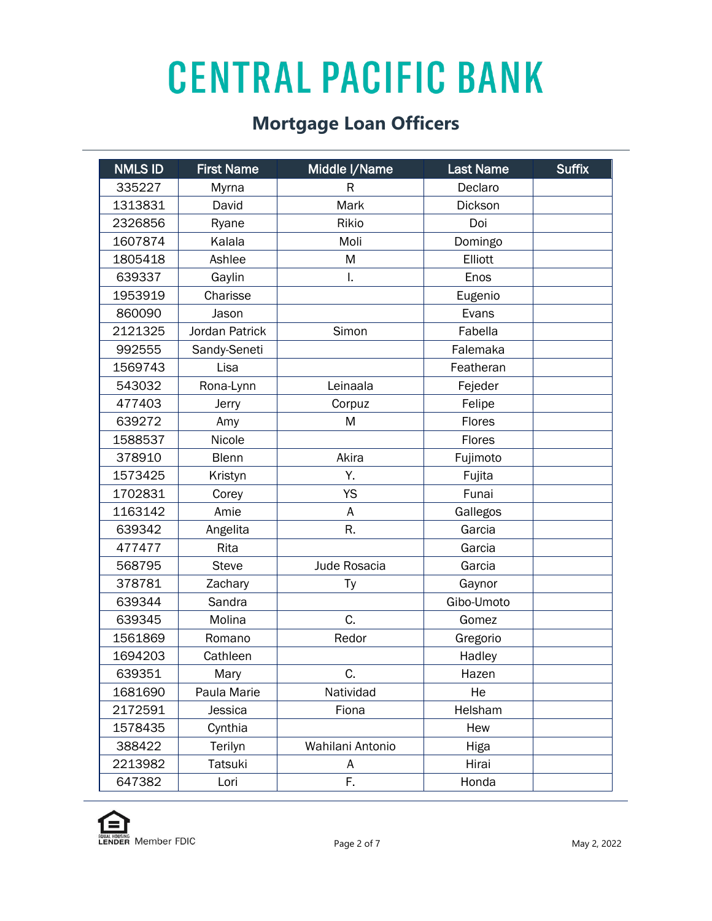# CENTRAL PACIFIC BANK

## Mortgage Loan Officers

| NMLS ID | First Name | Middle I/Name | Last Name | Suffix |
|---|---|---|---|---|
| 335227 | Myrna | R | Declaro | |
| 1313831 | David | Mark | Dickson | |
| 2326856 | Ryane | Rikio | Doi | |
| 1607874 | Kalala | Moli | Domingo | |
| 1805418 | Ashlee | M | Elliott | |
| 639337 | Gaylin | I. | Enos | |
| 1953919 | Charisse | | Eugenio | |
| 860090 | Jason | | Evans | |
| 2121325 | Jordan Patrick | Simon | Fabella | |
| 992555 | Sandy-Seneti | | Falemaka | |
| 1569743 | Lisa | | Featheran | |
| 543032 | Rona-Lynn | Leinaala | Fejeder | |
| 477403 | Jerry | Corpuz | Felipe | |
| 639272 | Amy | M | Flores | |
| 1588537 | Nicole | | Flores | |
| 378910 | Blenn | Akira | Fujimoto | |
| 1573425 | Kristyn | Y. | Fujita | |
| 1702831 | Corey | YS | Funai | |
| 1163142 | Amie | A | Gallegos | |
| 639342 | Angelita | R. | Garcia | |
| 477477 | Rita | | Garcia | |
| 568795 | Steve | Jude Rosacia | Garcia | |
| 378781 | Zachary | Ty | Gaynor | |
| 639344 | Sandra | | Gibo-Umoto | |
| 639345 | Molina | C. | Gomez | |
| 1561869 | Romano | Redor | Gregorio | |
| 1694203 | Cathleen | | Hadley | |
| 639351 | Mary | C. | Hazen | |
| 1681690 | Paula Marie | Natividad | He | |
| 2172591 | Jessica | Fiona | Helsham | |
| 1578435 | Cynthia | | Hew | |
| 388422 | Terilyn | Wahilani Antonio | Higa | |
| 2213982 | Tatsuki | A | Hirai | |
| 647382 | Lori | F. | Honda | |

EQUAL HOUSING LENDER Member FDIC

May 2, 2022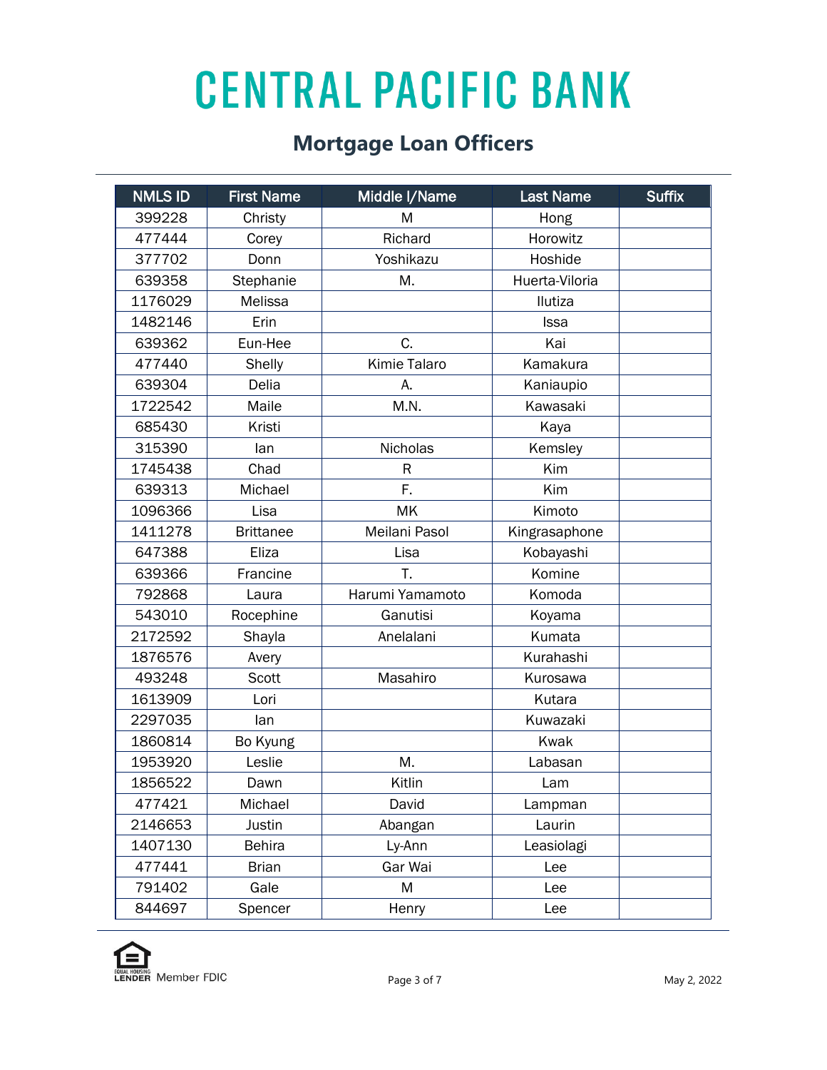# CENTRAL PACIFIC BANK

## Mortgage Loan Officers

| NMLS ID | First Name | Middle I/Name | Last Name | Suffix |
|---|---|---|---|---|
| 399228 | Christy | M | Hong | |
| 477444 | Corey | Richard | Horowitz | |
| 377702 | Donn | Yoshikazu | Hoshide | |
| 639358 | Stephanie | M. | Huerta-Viloria | |
| 1176029 | Melissa | | Ilutiza | |
| 1482146 | Erin | | Issa | |
| 639362 | Eun-Hee | C. | Kai | |
| 477440 | Shelly | Kimie Talaro | Kamakura | |
| 639304 | Delia | A. | Kaniaupio | |
| 1722542 | Maile | M.N. | Kawasaki | |
| 685430 | Kristi | | Kaya | |
| 315390 | Ian | Nicholas | Kemsley | |
| 1745438 | Chad | R | Kim | |
| 639313 | Michael | F. | Kim | |
| 1096366 | Lisa | MK | Kimoto | |
| 1411278 | Brittanee | Meilani Pasol | Kingrasaphone | |
| 647388 | Eliza | Lisa | Kobayashi | |
| 639366 | Francine | T. | Komine | |
| 792868 | Laura | Harumi Yamamoto | Komoda | |
| 543010 | Rocephine | Ganutisi | Koyama | |
| 2172592 | Shayla | Anelalani | Kumata | |
| 1876576 | Avery | | Kurahashi | |
| 493248 | Scott | Masahiro | Kurosawa | |
| 1613909 | Lori | | Kutara | |
| 2297035 | Ian | | Kuwazaki | |
| 1860814 | Bo Kyung | | Kwak | |
| 1953920 | Leslie | M. | Labasan | |
| 1856522 | Dawn | Kitlin | Lam | |
| 477421 | Michael | David | Lampman | |
| 2146653 | Justin | Abangan | Laurin | |
| 1407130 | Behira | Ly-Ann | Leasiolagi | |
| 477441 | Brian | Gar Wai | Lee | |
| 791402 | Gale | M | Lee | |
| 844697 | Spencer | Henry | Lee | |

EQUAL HOUSING LENDER Member FDIC

May 2, 2022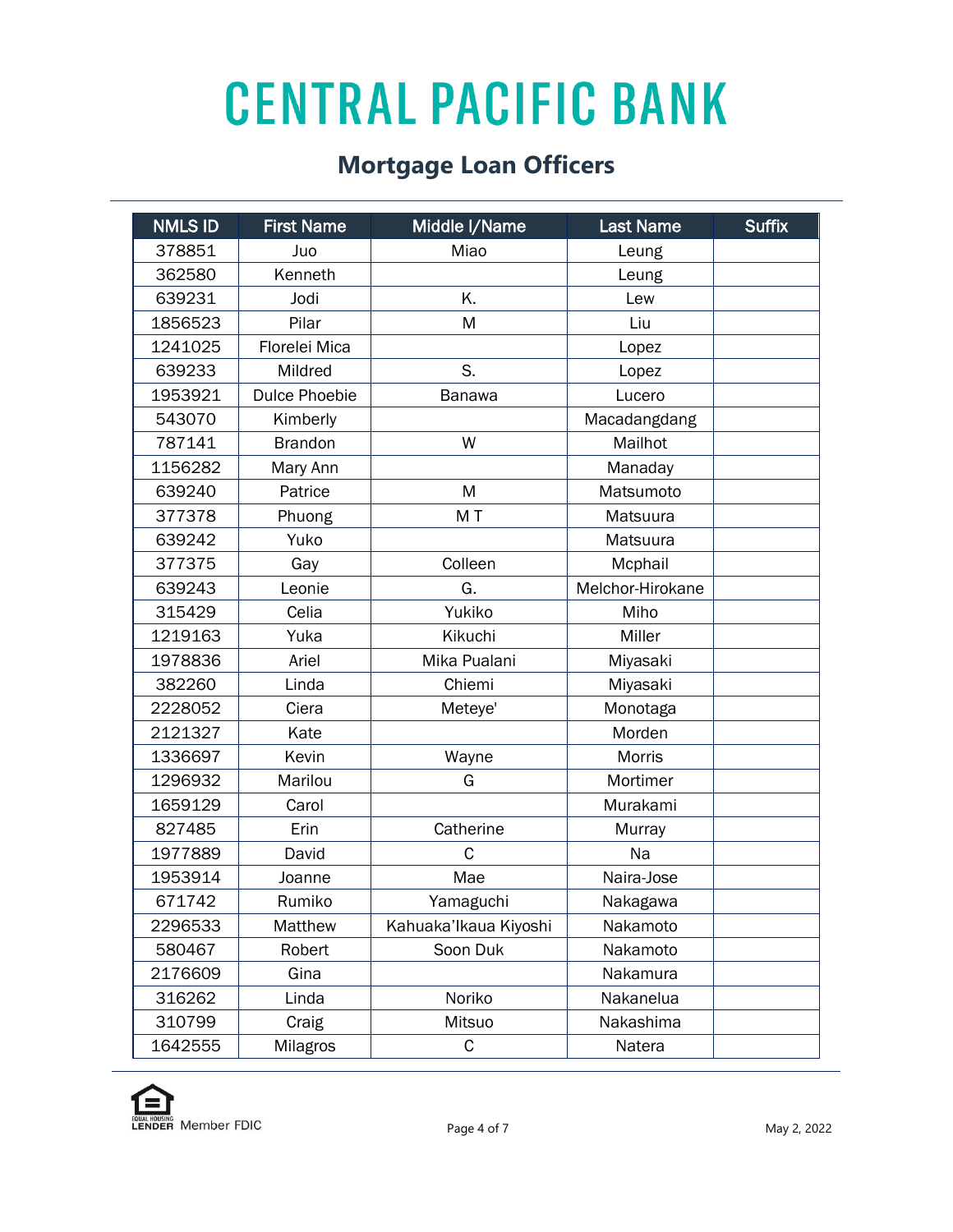# CENTRAL PACIFIC BANK

## Mortgage Loan Officers

| NMLS ID | First Name | Middle I/Name | Last Name | Suffix |
|---|---|---|---|---|
| 378851 | Juo | Miao | Leung | |
| 362580 | Kenneth | | Leung | |
| 639231 | Jodi | K. | Lew | |
| 1856523 | Pilar | M | Liu | |
| 1241025 | Florelei Mica | | Lopez | |
| 639233 | Mildred | S. | Lopez | |
| 1953921 | Dulce Phoebie | Banawa | Lucero | |
| 543070 | Kimberly | | Macadangdang | |
| 787141 | Brandon | W | Mailhot | |
| 1156282 | Mary Ann | | Manaday | |
| 639240 | Patrice | M | Matsumoto | |
| 377378 | Phuong | M T | Matsuura | |
| 639242 | Yuko | | Matsuura | |
| 377375 | Gay | Colleen | Mcphail | |
| 639243 | Leonie | G. | Melchor-Hirokane | |
| 315429 | Celia | Yukiko | Miho | |
| 1219163 | Yuka | Kikuchi | Miller | |
| 1978836 | Ariel | Mika Pualani | Miyasaki | |
| 382260 | Linda | Chiemi | Miyasaki | |
| 2228052 | Ciera | Meteye' | Monotaga | |
| 2121327 | Kate | | Morden | |
| 1336697 | Kevin | Wayne | Morris | |
| 1296932 | Marilou | G | Mortimer | |
| 1659129 | Carol | | Murakami | |
| 827485 | Erin | Catherine | Murray | |
| 1977889 | David | C | Na | |
| 1953914 | Joanne | Mae | Naira-Jose | |
| 671742 | Rumiko | Yamaguchi | Nakagawa | |
| 2296533 | Matthew | Kahuaka'Ikaua Kiyoshi | Nakamoto | |
| 580467 | Robert | Soon Duk | Nakamoto | |
| 2176609 | Gina | | Nakamura | |
| 316262 | Linda | Noriko | Nakanelua | |
| 310799 | Craig | Mitsuo | Nakashima | |
| 1642555 | Milagros | C | Natera | |

EQUAL HOUSING LENDER Member FDIC

May 2, 2022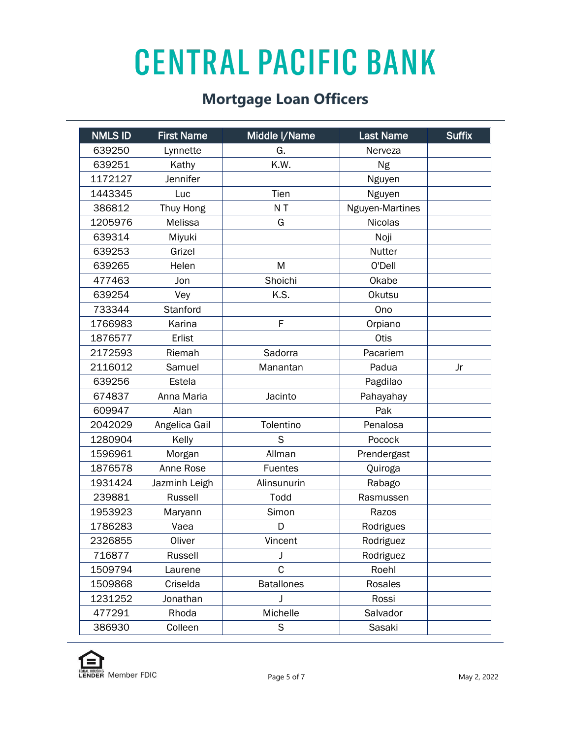# CENTRAL PACIFIC BANK

## Mortgage Loan Officers

| NMLS ID | First Name | Middle I/Name | Last Name | Suffix |
|---|---|---|---|---|
| 639250 | Lynnette | G. | Nerveza | |
| 639251 | Kathy | K.W. | Ng | |
| 1172127 | Jennifer | | Nguyen | |
| 1443345 | Luc | Tien | Nguyen | |
| 386812 | Thuy Hong | N T | Nguyen-Martines | |
| 1205976 | Melissa | G | Nicolas | |
| 639314 | Miyuki | | Noji | |
| 639253 | Grizel | | Nutter | |
| 639265 | Helen | M | O'Dell | |
| 477463 | Jon | Shoichi | Okabe | |
| 639254 | Vey | K.S. | Okutsu | |
| 733344 | Stanford | | Ono | |
| 1766983 | Karina | F | Orpiano | |
| 1876577 | Erlist | | Otis | |
| 2172593 | Riemah | Sadorra | Pacariem | |
| 2116012 | Samuel | Manantan | Padua | Jr |
| 639256 | Estela | | Pagdilao | |
| 674837 | Anna Maria | Jacinto | Pahayahay | |
| 609947 | Alan | | Pak | |
| 2042029 | Angelica Gail | Tolentino | Penalosa | |
| 1280904 | Kelly | S | Pocock | |
| 1596961 | Morgan | Allman | Prendergast | |
| 1876578 | Anne Rose | Fuentes | Quiroga | |
| 1931424 | Jazminh Leigh | Alinsunurin | Rabago | |
| 239881 | Russell | Todd | Rasmussen | |
| 1953923 | Maryann | Simon | Razos | |
| 1786283 | Vaea | D | Rodrigues | |
| 2326855 | Oliver | Vincent | Rodriguez | |
| 716877 | Russell | J | Rodriguez | |
| 1509794 | Laurene | C | Roehl | |
| 1509868 | Criselda | Batallones | Rosales | |
| 1231252 | Jonathan | J | Rossi | |
| 477291 | Rhoda | Michelle | Salvador | |
| 386930 | Colleen | S | Sasaki | |

EQUAL HOUSING LENDER Member FDIC

May 2, 2022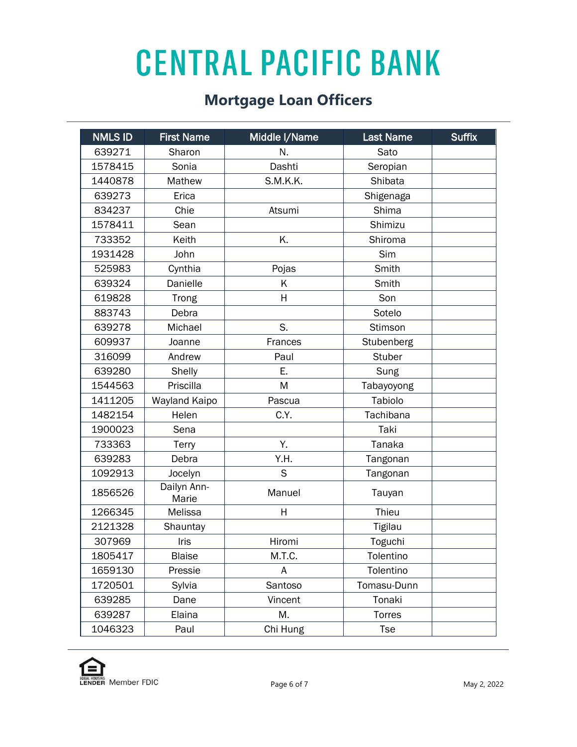# CENTRAL PACIFIC BANK

## Mortgage Loan Officers

| NMLS ID | First Name | Middle I/Name | Last Name | Suffix |
|---|---|---|---|---|
| 639271 | Sharon | N. | Sato | |
| 1578415 | Sonia | Dashti | Seropian | |
| 1440878 | Mathew | S.M.K.K. | Shibata | |
| 639273 | Erica | | Shigenaga | |
| 834237 | Chie | Atsumi | Shima | |
| 1578411 | Sean | | Shimizu | |
| 733352 | Keith | K. | Shiroma | |
| 1931428 | John | | Sim | |
| 525983 | Cynthia | Pojas | Smith | |
| 639324 | Danielle | K | Smith | |
| 619828 | Trong | H | Son | |
| 883743 | Debra | | Sotelo | |
| 639278 | Michael | S. | Stimson | |
| 609937 | Joanne | Frances | Stubenberg | |
| 316099 | Andrew | Paul | Stuber | |
| 639280 | Shelly | E. | Sung | |
| 1544563 | Priscilla | M | Tabayoyong | |
| 1411205 | Wayland Kaipo | Pascua | Tabiolo | |
| 1482154 | Helen | C.Y. | Tachibana | |
| 1900023 | Sena | | Taki | |
| 733363 | Terry | Y. | Tanaka | |
| 639283 | Debra | Y.H. | Tangonan | |
| 1092913 | Jocelyn | S | Tangonan | |
| 1856526 | Dailyn Ann-Marie | Manuel | Tauyan | |
| 1266345 | Melissa | H | Thieu | |
| 2121328 | Shauntay | | Tigilau | |
| 307969 | Iris | Hiromi | Toguchi | |
| 1805417 | Blaise | M.T.C. | Tolentino | |
| 1659130 | Pressie | A | Tolentino | |
| 1720501 | Sylvia | Santoso | Tomasu-Dunn | |
| 639285 | Dane | Vincent | Tonaki | |
| 639287 | Elaina | M. | Torres | |
| 1046323 | Paul | Chi Hung | Tse | |

EQUAL HOUSING LENDER Member FDIC

May 2, 2022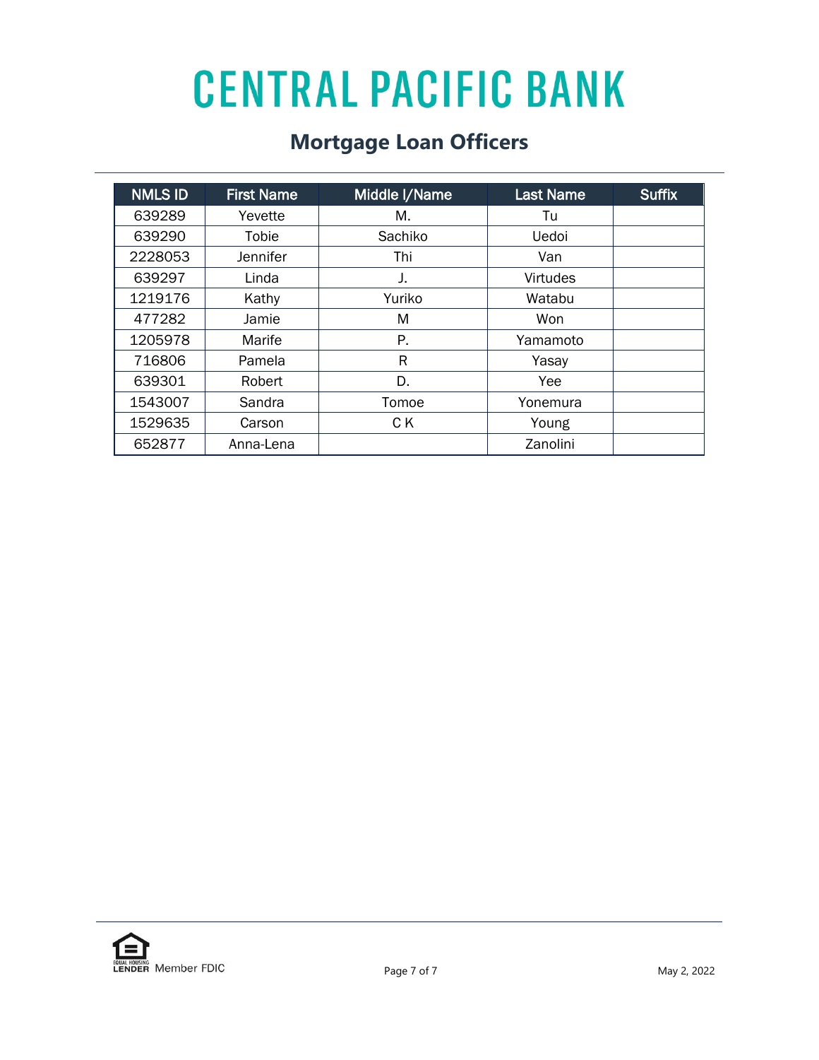# CENTRAL PACIFIC BANK

## Mortgage Loan Officers

| NMLS ID | First Name | Middle I/Name | Last Name | Suffix |
|---|---|---|---|---|
| 639289 | Yevette | M. | Tu | |
| 639290 | Tobie | Sachiko | Uedoi | |
| 2228053 | Jennifer | Thi | Van | |
| 639297 | Linda | J. | Virtudes | |
| 1219176 | Kathy | Yuriko | Watabu | |
| 477282 | Jamie | M | Won | |
| 1205978 | Marife | P. | Yamamoto | |
| 716806 | Pamela | R | Yasay | |
| 639301 | Robert | D. | Yee | |
| 1543007 | Sandra | Tomoe | Yonemura | |
| 1529635 | Carson | C K | Young | |
| 652877 | Anna-Lena | | Zanolini | |

EQUAL HOUSING LENDER Member FDIC

May 2, 2022